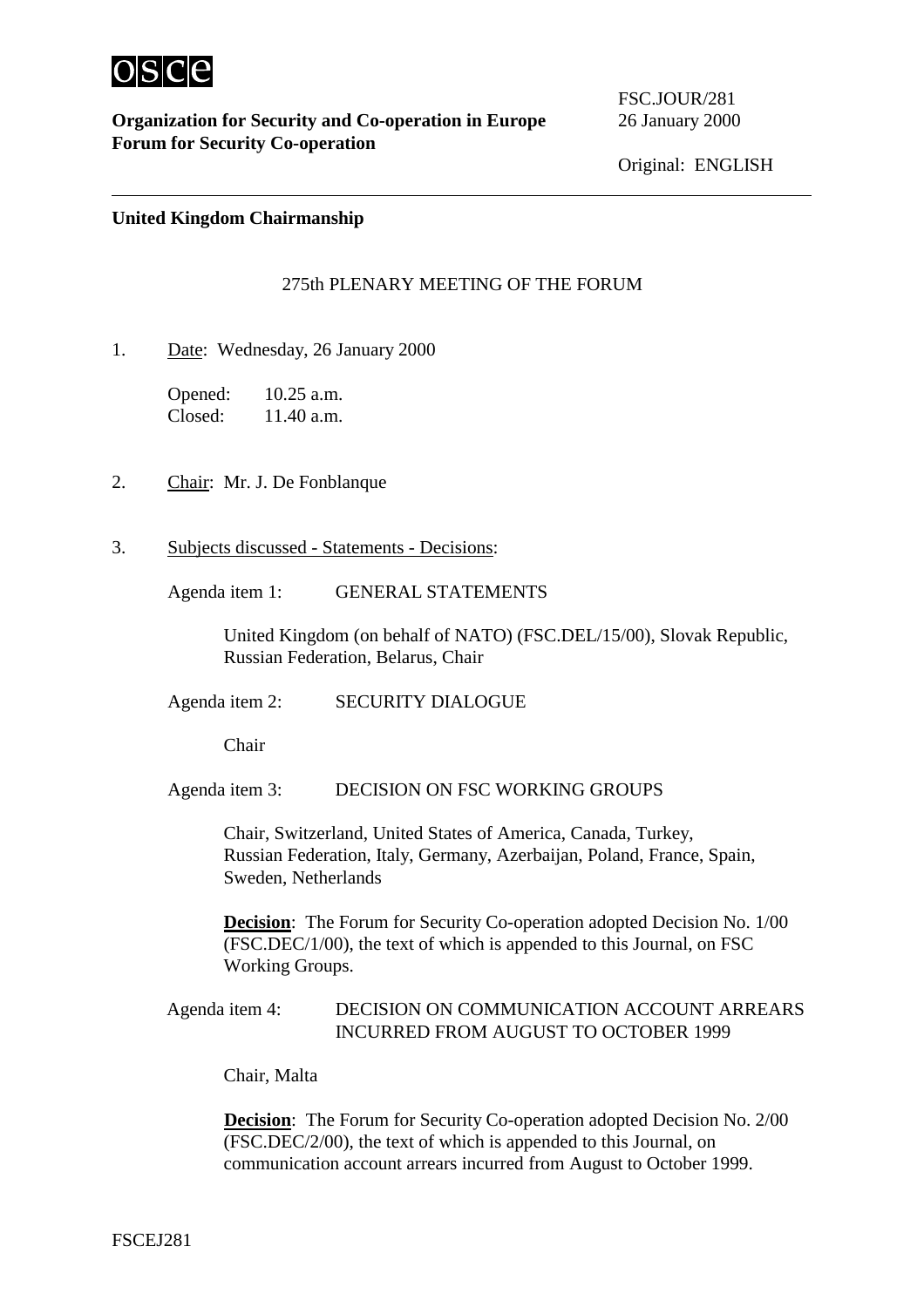OSCE

**Organization for Security and Co-operation in Europe**
**Forum for Security Co-operation**

FSC.JOUR/281
26 January 2000

Original: ENGLISH

---

**United Kingdom Chairmanship**

275th PLENARY MEETING OF THE FORUM

1. Date: Wednesday, 26 January 2000

   Opened: 10.25 a.m.
   Closed: 11.40 a.m.

2. Chair: Mr. J. De Fonblanque

3. Subjects discussed - Statements - Decisions:

   Agenda item 1: GENERAL STATEMENTS

   United Kingdom (on behalf of NATO) (FSC.DEL/15/00), Slovak Republic, Russian Federation, Belarus, Chair

   Agenda item 2: SECURITY DIALOGUE

   Chair

   Agenda item 3: DECISION ON FSC WORKING GROUPS

   Chair, Switzerland, United States of America, Canada, Turkey, Russian Federation, Italy, Germany, Azerbaijan, Poland, France, Spain, Sweden, Netherlands

   **Decision**: The Forum for Security Co-operation adopted Decision No. 1/00 (FSC.DEC/1/00), the text of which is appended to this Journal, on FSC Working Groups.

   Agenda item 4: DECISION ON COMMUNICATION ACCOUNT ARREARS INCURRED FROM AUGUST TO OCTOBER 1999

   Chair, Malta

   **Decision**: The Forum for Security Co-operation adopted Decision No. 2/00 (FSC.DEC/2/00), the text of which is appended to this Journal, on communication account arrears incurred from August to October 1999.

FSCEJ281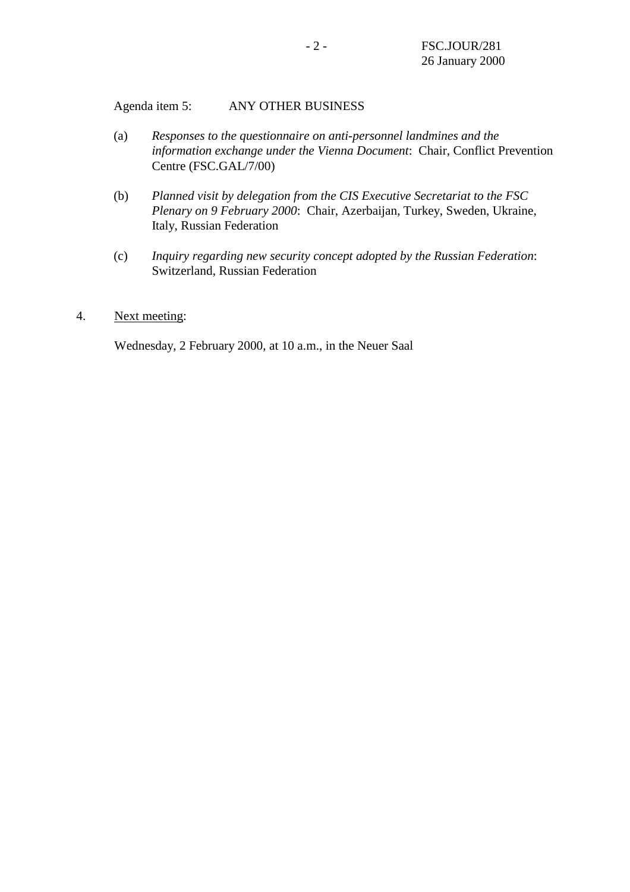Agenda item 5: ANY OTHER BUSINESS

(a) *Responses to the questionnaire on anti-personnel landmines and the information exchange under the Vienna Document*: Chair, Conflict Prevention Centre (FSC.GAL/7/00)

(b) *Planned visit by delegation from the CIS Executive Secretariat to the FSC Plenary on 9 February 2000*: Chair, Azerbaijan, Turkey, Sweden, Ukraine, Italy, Russian Federation

(c) *Inquiry regarding new security concept adopted by the Russian Federation*: Switzerland, Russian Federation

4. Next meeting:

Wednesday, 2 February 2000, at 10 a.m., in the Neuer Saal